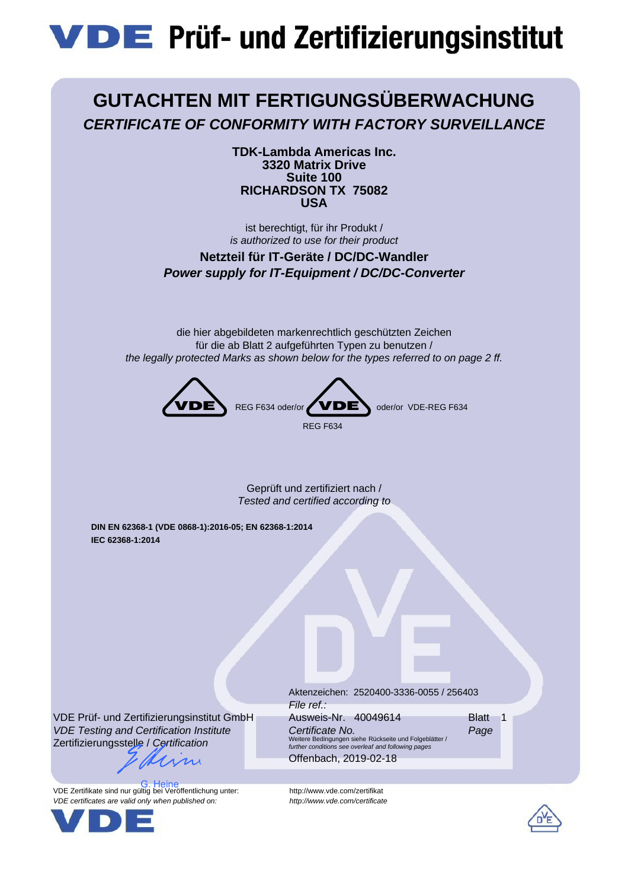# VDE Prüf- und Zertifizierungsinstitut

## GUTACHTEN MIT FERTIGUNGSÜBERWACHUNG

***CERTIFICATE OF CONFORMITY WITH FACTORY SURVEILLANCE***

**TDK-Lambda Americas Inc.**
**3320 Matrix Drive**
**Suite 100**
**RICHARDSON TX 75082**
**USA**

ist berechtigt, für ihr Produkt /
*is authorized to use for their product*

**Netzteil für IT-Geräte / DC/DC-Wandler**
***Power supply for IT-Equipment / DC/DC-Converter***

die hier abgebildeten markenrechtlich geschützten Zeichen
für die ab Blatt 2 aufgeführten Typen zu benutzen /
*the legally protected Marks as shown below for the types referred to on page 2 ff.*

VDE REG F634 oder/or VDE REG F634 oder/or VDE-REG F634

Geprüft und zertifiziert nach /
*Tested and certified according to*

**DIN EN 62368-1 (VDE 0868-1):2016-05; EN 62368-1:2014**
**IEC 62368-1:2014**

VDE Prüf- und Zertifizierungsinstitut GmbH
*VDE Testing and Certification Institute*
Zertifizierungsstelle / *Certification*

G. Heine

Aktenzeichen: 2520400-3336-0055 / 256403
*File ref.:*
Ausweis-Nr. 40049614
*Certificate No.*
Blatt 1
*Page*
Weitere Bedingungen siehe Rückseite und Folgeblätter /
*further conditions see overleaf and following pages*
Offenbach, 2019-02-18

VDE Zertifikate sind nur gültig bei Veröffentlichung unter: http://www.vde.com/zertifikat
*VDE certificates are valid only when published on: http://www.vde.com/certificate*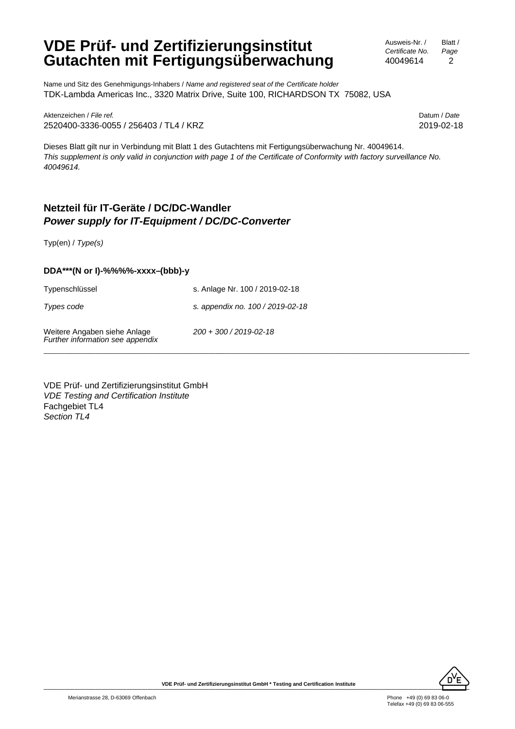# VDE Prüf- und Zertifizierungsinstitut
# Gutachten mit Fertigungsüberwachung

Ausweis-Nr. / *Certificate No.* 40049614
Blatt / *Page* 2

Name und Sitz des Genehmigungs-Inhabers / *Name and registered seat of the Certificate holder*
TDK-Lambda Americas Inc., 3320 Matrix Drive, Suite 100, RICHARDSON TX 75082, USA

Aktenzeichen / *File ref.*
2520400-3336-0055 / 256403 / TL4 / KRZ

Datum / *Date*
2019-02-18

Dieses Blatt gilt nur in Verbindung mit Blatt 1 des Gutachtens mit Fertigungsüberwachung Nr. 40049614.
*This supplement is only valid in conjunction with page 1 of the Certificate of Conformity with factory surveillance No. 40049614.*

## Netzteil für IT-Geräte / DC/DC-Wandler
## *Power supply for IT-Equipment / DC/DC-Converter*

Typ(en) / *Type(s)*

**DDA***(N or I)-%%%%-xxxx–(bbb)-y**

| | |
|---|---|
| Typenschlüssel | s. Anlage Nr. 100 / 2019-02-18 |
| *Types code* | *s. appendix no. 100 / 2019-02-18* |
| Weitere Angaben siehe Anlage<br>*Further information see appendix* | *200 + 300 / 2019-02-18* |

---

VDE Prüf- und Zertifizierungsinstitut GmbH
*VDE Testing and Certification Institute*
Fachgebiet TL4
*Section TL4*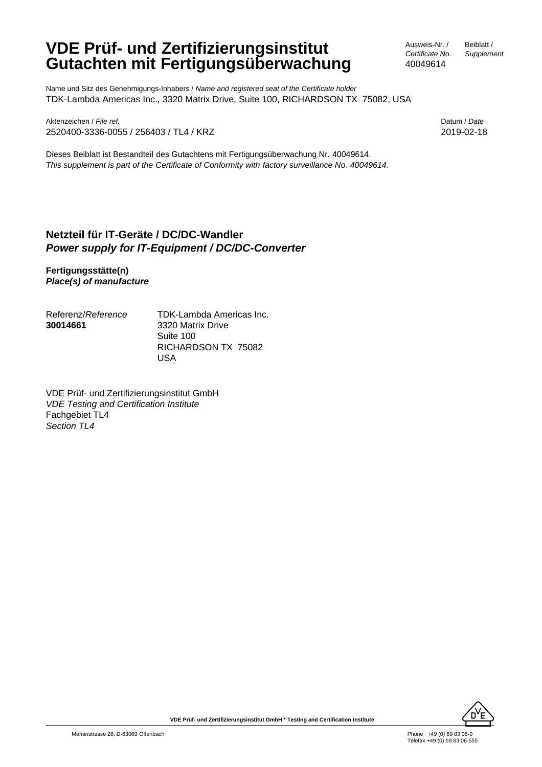# VDE Prüf- und Zertifizierungsinstitut Gutachten mit Fertigungsüberwachung

| Ausweis-Nr. / *Certificate No.* | Beiblatt / *Supplement* |
| --- | --- |
| 40049614 | |

Name und Sitz des Genehmigungs-Inhabers / *Name and registered seat of the Certificate holder*
TDK-Lambda Americas Inc., 3320 Matrix Drive, Suite 100, RICHARDSON TX 75082, USA

Aktenzeichen / *File ref.*
2520400-3336-0055 / 256403 / TL4 / KRZ

Datum / *Date*
2019-02-18

Dieses Beiblatt ist Bestandteil des Gutachtens mit Fertigungsüberwachung Nr. 40049614.
*This supplement is part of the Certificate of Conformity with factory surveillance No. 40049614.*

## Netzteil für IT-Geräte / DC/DC-Wandler
### *Power supply for IT-Equipment / DC/DC-Converter*

**Fertigungsstätte(n)**
***Place(s) of manufacture***

| Referenz/*Reference* | |
| --- | --- |
| **30014661** | TDK-Lambda Americas Inc.<br>3320 Matrix Drive<br>Suite 100<br>RICHARDSON TX 75082<br>USA |

VDE Prüf- und Zertifizierungsinstitut GmbH
*VDE Testing and Certification Institute*
Fachgebiet TL4
*Section TL4*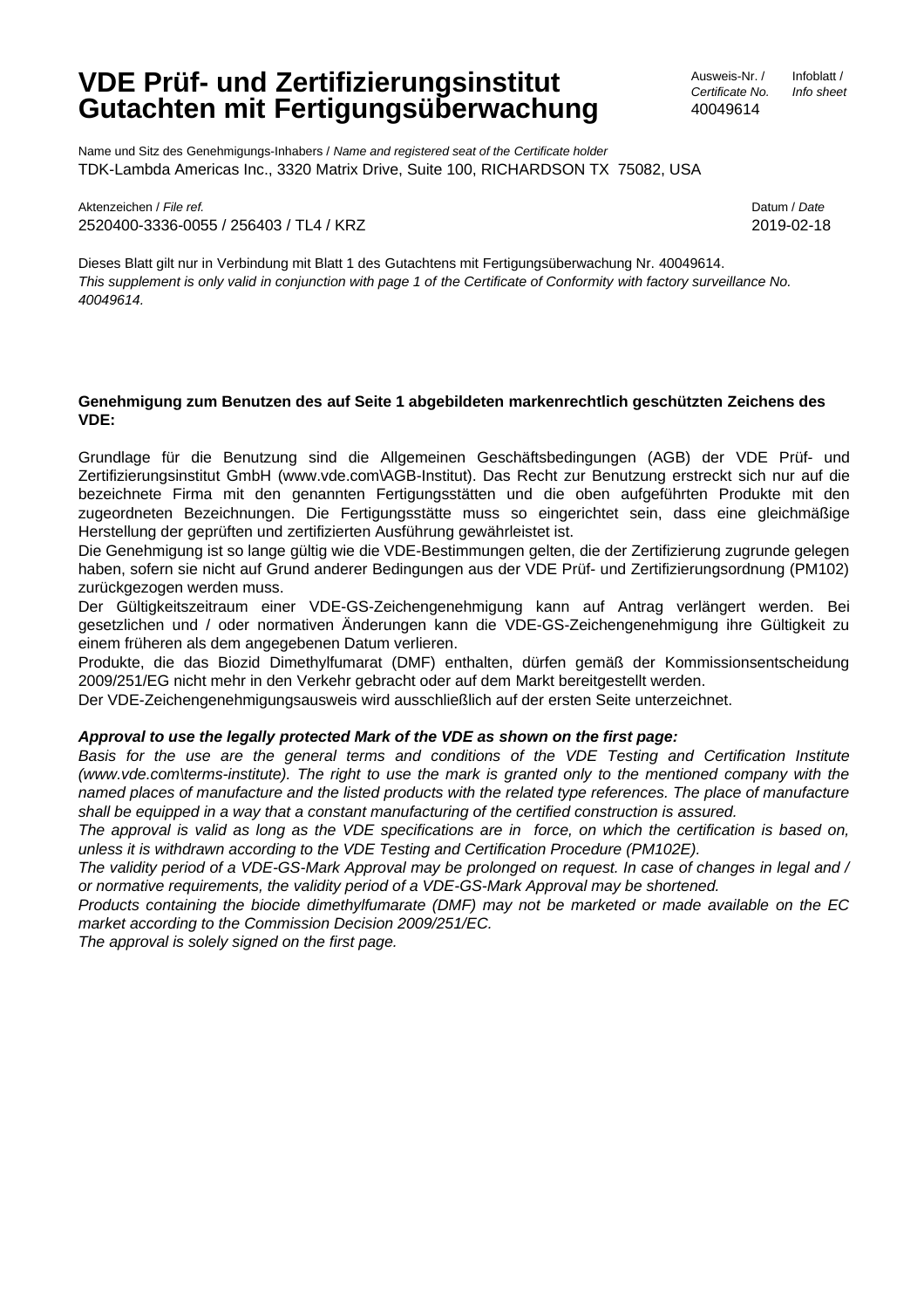# VDE Prüf- und Zertifizierungsinstitut
# Gutachten mit Fertigungsüberwachung

Ausweis-Nr. / *Certificate No.*
40049614

Infoblatt / *Info sheet*

Name und Sitz des Genehmigungs-Inhabers / *Name and registered seat of the Certificate holder*
TDK-Lambda Americas Inc., 3320 Matrix Drive, Suite 100, RICHARDSON TX 75082, USA

Aktenzeichen / *File ref.*
2520400-3336-0055 / 256403 / TL4 / KRZ

Datum / *Date*
2019-02-18

Dieses Blatt gilt nur in Verbindung mit Blatt 1 des Gutachtens mit Fertigungsüberwachung Nr. 40049614.
*This supplement is only valid in conjunction with page 1 of the Certificate of Conformity with factory surveillance No. 40049614.*

**Genehmigung zum Benutzen des auf Seite 1 abgebildeten markenrechtlich geschützten Zeichens des VDE:**

Grundlage für die Benutzung sind die Allgemeinen Geschäftsbedingungen (AGB) der VDE Prüf- und Zertifizierungsinstitut GmbH (www.vde.com\AGB-Institut). Das Recht zur Benutzung erstreckt sich nur auf die bezeichnete Firma mit den genannten Fertigungsstätten und die oben aufgeführten Produkte mit den zugeordneten Bezeichnungen. Die Fertigungsstätte muss so eingerichtet sein, dass eine gleichmäßige Herstellung der geprüften und zertifizierten Ausführung gewährleistet ist.
Die Genehmigung ist so lange gültig wie die VDE-Bestimmungen gelten, die der Zertifizierung zugrunde gelegen haben, sofern sie nicht auf Grund anderer Bedingungen aus der VDE Prüf- und Zertifizierungsordnung (PM102) zurückgezogen werden muss.
Der Gültigkeitszeitraum einer VDE-GS-Zeichengenehmigung kann auf Antrag verlängert werden. Bei gesetzlichen und / oder normativen Änderungen kann die VDE-GS-Zeichengenehmigung ihre Gültigkeit zu einem früheren als dem angegebenen Datum verlieren.
Produkte, die das Biozid Dimethylfumarat (DMF) enthalten, dürfen gemäß der Kommissionsentscheidung 2009/251/EG nicht mehr in den Verkehr gebracht oder auf dem Markt bereitgestellt werden.
Der VDE-Zeichengenehmigungsausweis wird ausschließlich auf der ersten Seite unterzeichnet.

***Approval to use the legally protected Mark of the VDE as shown on the first page:***
*Basis for the use are the general terms and conditions of the VDE Testing and Certification Institute (www.vde.com\terms-institute). The right to use the mark is granted only to the mentioned company with the named places of manufacture and the listed products with the related type references. The place of manufacture shall be equipped in a way that a constant manufacturing of the certified construction is assured.*
*The approval is valid as long as the VDE specifications are in force, on which the certification is based on, unless it is withdrawn according to the VDE Testing and Certification Procedure (PM102E).*
*The validity period of a VDE-GS-Mark Approval may be prolonged on request. In case of changes in legal and / or normative requirements, the validity period of a VDE-GS-Mark Approval may be shortened.*
*Products containing the biocide dimethylfumarate (DMF) may not be marketed or made available on the EC market according to the Commission Decision 2009/251/EC.*
*The approval is solely signed on the first page.*